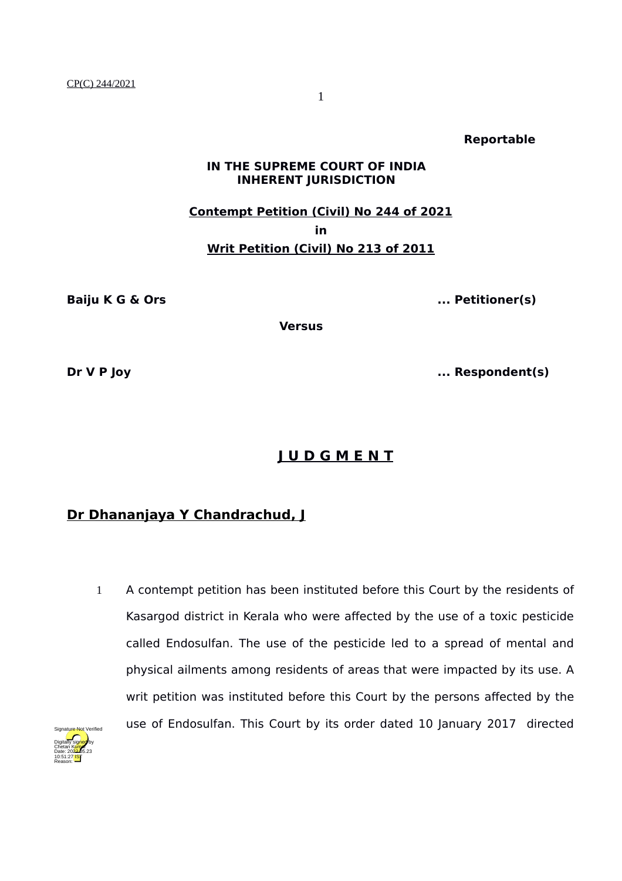**Reportable**

**IN THE SUPREME COURT OF INDIA**
**INHERENT JURISDICTION**

**Contempt Petition (Civil) No 244 of 2021**

**in**

**Writ Petition (Civil) No 213 of 2011**

**Baiju K G & Ors** ... **Petitioner(s)**

**Versus**

**Dr V P Joy** ... **Respondent(s)**

# J U D G M E N T

## Dr Dhananjaya Y Chandrachud, J

1 A contempt petition has been instituted before this Court by the residents of Kasargod district in Kerala who were affected by the use of a toxic pesticide called Endosulfan. The use of the pesticide led to a spread of mental and physical ailments among residents of areas that were impacted by its use. A writ petition was instituted before this Court by the persons affected by the use of Endosulfan. This Court by its order dated 10 January 2017 directed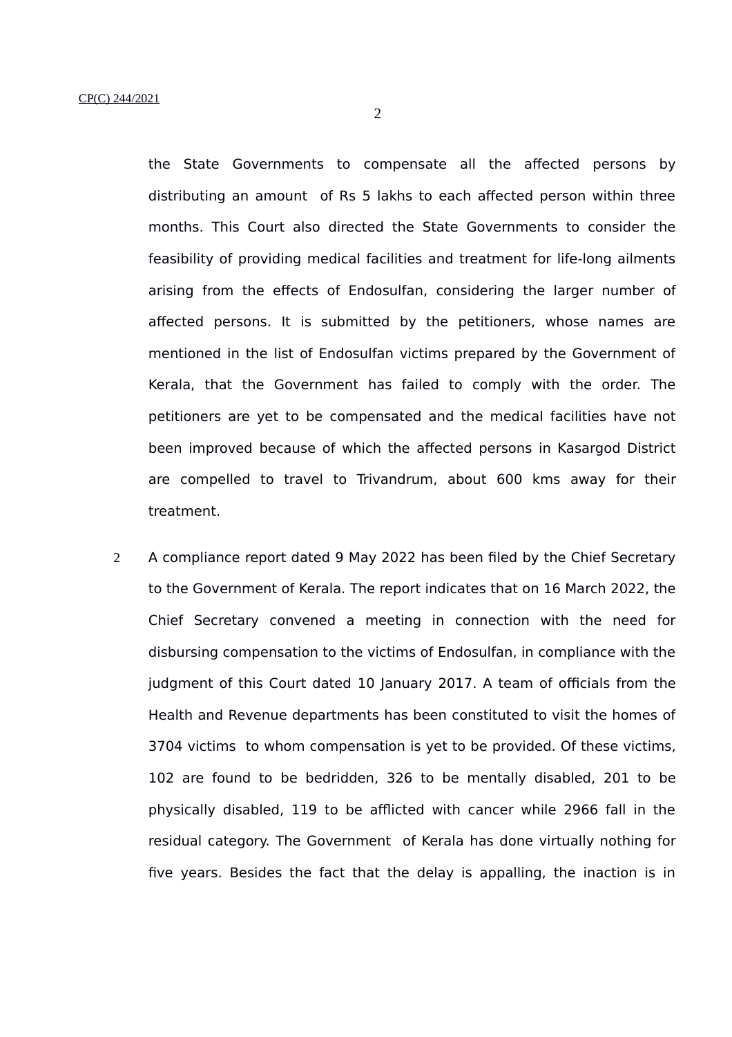the State Governments to compensate all the affected persons by distributing an amount of Rs 5 lakhs to each affected person within three months. This Court also directed the State Governments to consider the feasibility of providing medical facilities and treatment for life-long ailments arising from the effects of Endosulfan, considering the larger number of affected persons. It is submitted by the petitioners, whose names are mentioned in the list of Endosulfan victims prepared by the Government of Kerala, that the Government has failed to comply with the order. The petitioners are yet to be compensated and the medical facilities have not been improved because of which the affected persons in Kasargod District are compelled to travel to Trivandrum, about 600 kms away for their treatment.

2 A compliance report dated 9 May 2022 has been filed by the Chief Secretary to the Government of Kerala. The report indicates that on 16 March 2022, the Chief Secretary convened a meeting in connection with the need for disbursing compensation to the victims of Endosulfan, in compliance with the judgment of this Court dated 10 January 2017. A team of officials from the Health and Revenue departments has been constituted to visit the homes of 3704 victims to whom compensation is yet to be provided. Of these victims, 102 are found to be bedridden, 326 to be mentally disabled, 201 to be physically disabled, 119 to be afflicted with cancer while 2966 fall in the residual category. The Government of Kerala has done virtually nothing for five years. Besides the fact that the delay is appalling, the inaction is in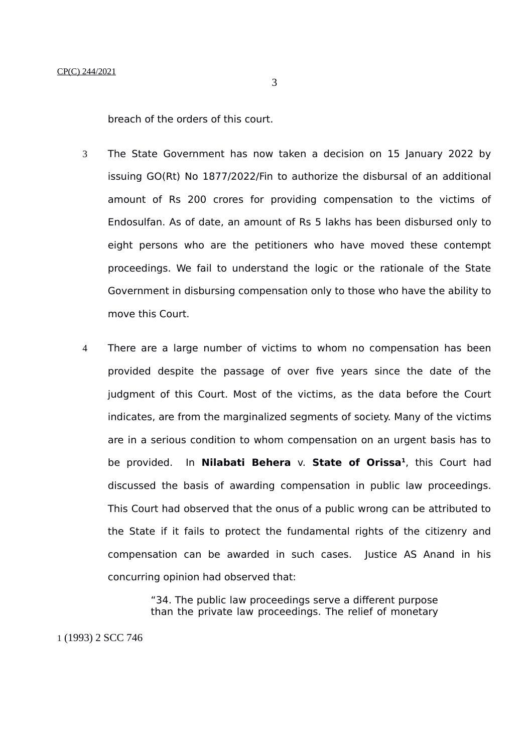breach of the orders of this court.

3 The State Government has now taken a decision on 15 January 2022 by issuing GO(Rt) No 1877/2022/Fin to authorize the disbursal of an additional amount of Rs 200 crores for providing compensation to the victims of Endosulfan. As of date, an amount of Rs 5 lakhs has been disbursed only to eight persons who are the petitioners who have moved these contempt proceedings. We fail to understand the logic or the rationale of the State Government in disbursing compensation only to those who have the ability to move this Court.

4 There are a large number of victims to whom no compensation has been provided despite the passage of over five years since the date of the judgment of this Court. Most of the victims, as the data before the Court indicates, are from the marginalized segments of society. Many of the victims are in a serious condition to whom compensation on an urgent basis has to be provided. In **Nilabati Behera** v. **State of Orissa**[1], this Court had discussed the basis of awarding compensation in public law proceedings. This Court had observed that the onus of a public wrong can be attributed to the State if it fails to protect the fundamental rights of the citizenry and compensation can be awarded in such cases. Justice AS Anand in his concurring opinion had observed that:

> "34. The public law proceedings serve a different purpose than the private law proceedings. The relief of monetary

[1] (1993) 2 SCC 746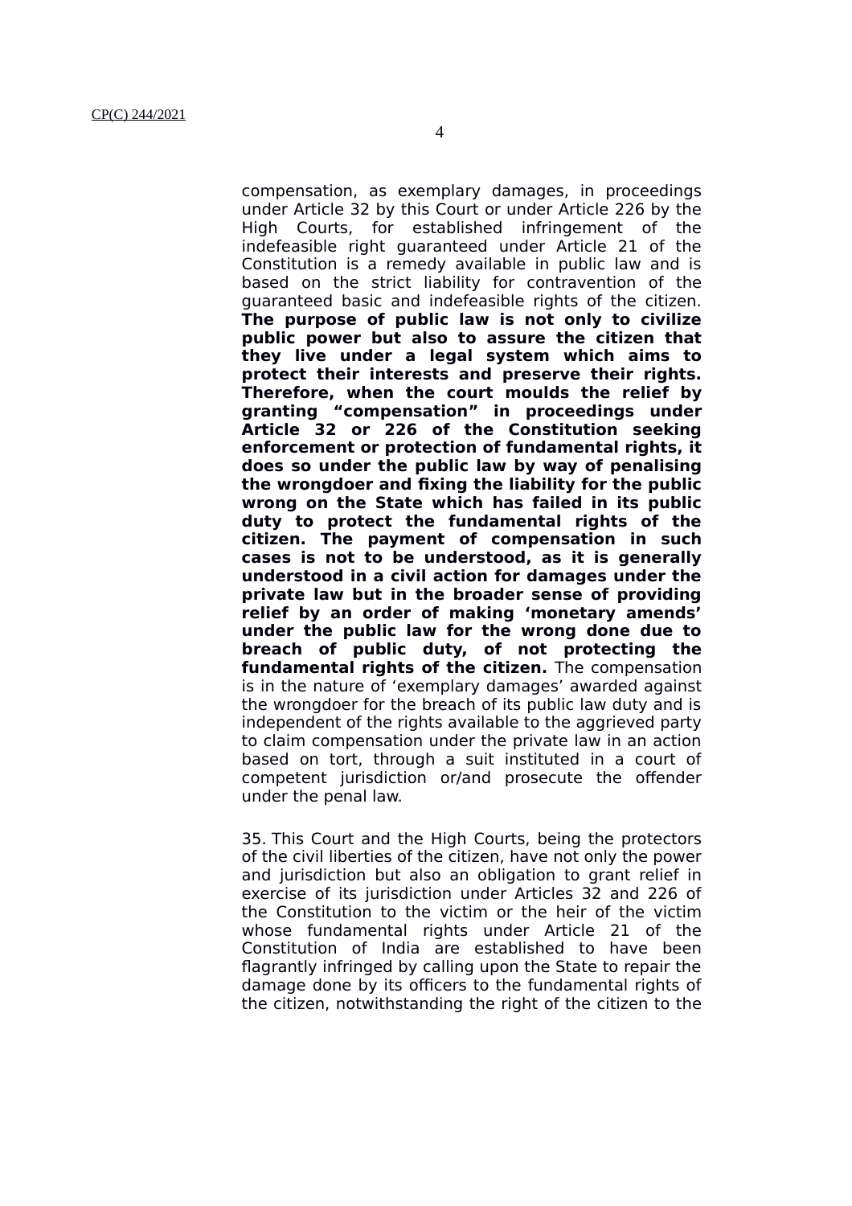compensation, as exemplary damages, in proceedings under Article 32 by this Court or under Article 226 by the High Courts, for established infringement of the indefeasible right guaranteed under Article 21 of the Constitution is a remedy available in public law and is based on the strict liability for contravention of the guaranteed basic and indefeasible rights of the citizen. **The purpose of public law is not only to civilize public power but also to assure the citizen that they live under a legal system which aims to protect their interests and preserve their rights. Therefore, when the court moulds the relief by granting "compensation" in proceedings under Article 32 or 226 of the Constitution seeking enforcement or protection of fundamental rights, it does so under the public law by way of penalising the wrongdoer and fixing the liability for the public wrong on the State which has failed in its public duty to protect the fundamental rights of the citizen. The payment of compensation in such cases is not to be understood, as it is generally understood in a civil action for damages under the private law but in the broader sense of providing relief by an order of making 'monetary amends' under the public law for the wrong done due to breach of public duty, of not protecting the fundamental rights of the citizen.** The compensation is in the nature of 'exemplary damages' awarded against the wrongdoer for the breach of its public law duty and is independent of the rights available to the aggrieved party to claim compensation under the private law in an action based on tort, through a suit instituted in a court of competent jurisdiction or/and prosecute the offender under the penal law.

35. This Court and the High Courts, being the protectors of the civil liberties of the citizen, have not only the power and jurisdiction but also an obligation to grant relief in exercise of its jurisdiction under Articles 32 and 226 of the Constitution to the victim or the heir of the victim whose fundamental rights under Article 21 of the Constitution of India are established to have been flagrantly infringed by calling upon the State to repair the damage done by its officers to the fundamental rights of the citizen, notwithstanding the right of the citizen to the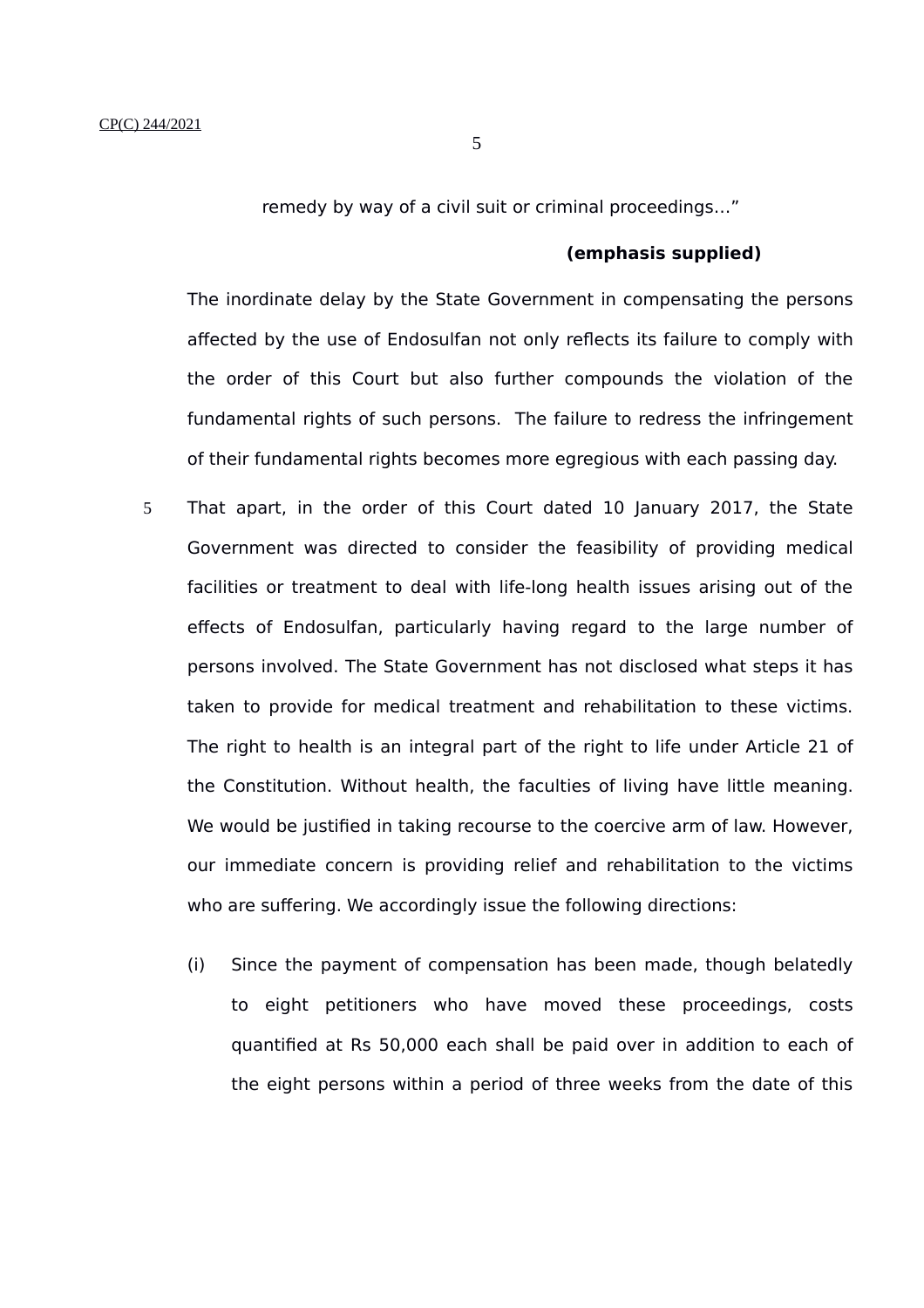remedy by way of a civil suit or criminal proceedings…"

**(emphasis supplied)**

The inordinate delay by the State Government in compensating the persons affected by the use of Endosulfan not only reflects its failure to comply with the order of this Court but also further compounds the violation of the fundamental rights of such persons. The failure to redress the infringement of their fundamental rights becomes more egregious with each passing day.

5 That apart, in the order of this Court dated 10 January 2017, the State Government was directed to consider the feasibility of providing medical facilities or treatment to deal with life-long health issues arising out of the effects of Endosulfan, particularly having regard to the large number of persons involved. The State Government has not disclosed what steps it has taken to provide for medical treatment and rehabilitation to these victims. The right to health is an integral part of the right to life under Article 21 of the Constitution. Without health, the faculties of living have little meaning. We would be justified in taking recourse to the coercive arm of law. However, our immediate concern is providing relief and rehabilitation to the victims who are suffering. We accordingly issue the following directions:

(i) Since the payment of compensation has been made, though belatedly to eight petitioners who have moved these proceedings, costs quantified at Rs 50,000 each shall be paid over in addition to each of the eight persons within a period of three weeks from the date of this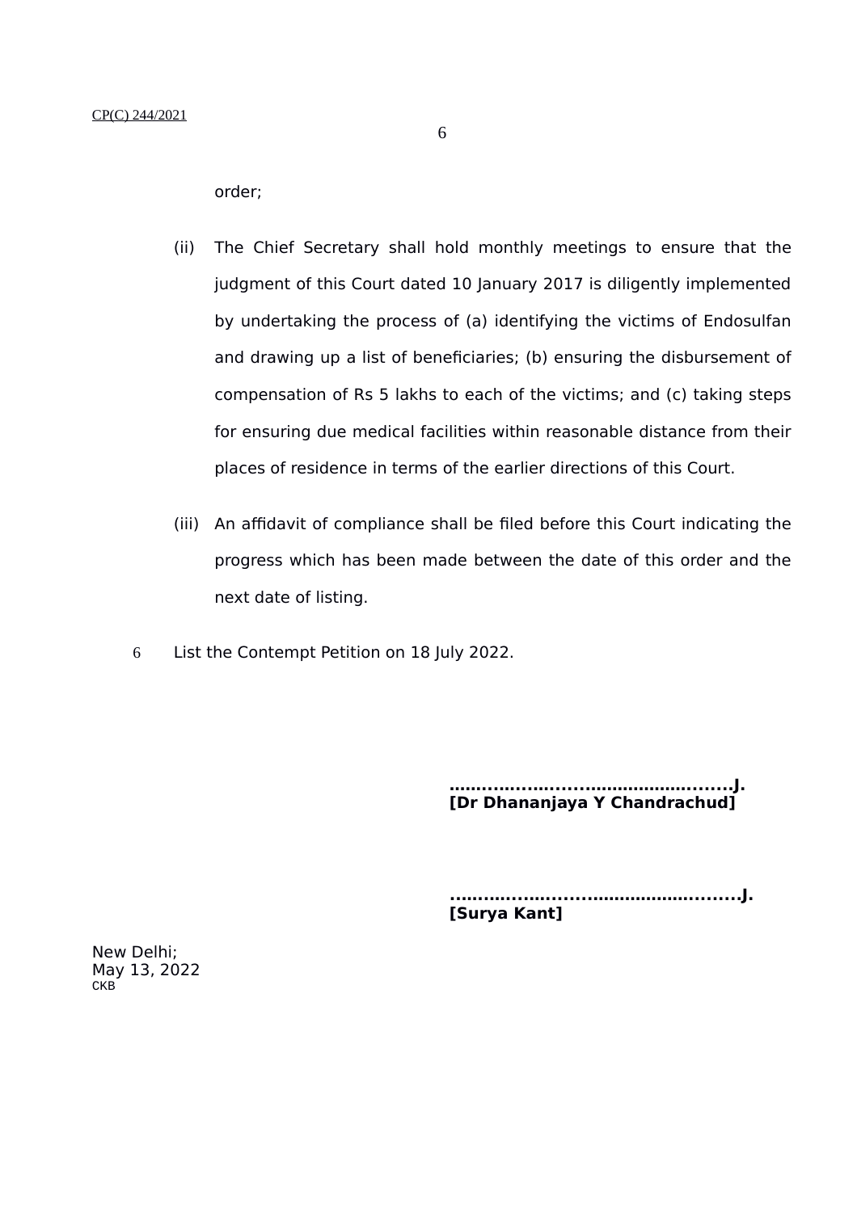order;

(ii) The Chief Secretary shall hold monthly meetings to ensure that the judgment of this Court dated 10 January 2017 is diligently implemented by undertaking the process of (a) identifying the victims of Endosulfan and drawing up a list of beneficiaries; (b) ensuring the disbursement of compensation of Rs 5 lakhs to each of the victims; and (c) taking steps for ensuring due medical facilities within reasonable distance from their places of residence in terms of the earlier directions of this Court.

(iii) An affidavit of compliance shall be filed before this Court indicating the progress which has been made between the date of this order and the next date of listing.

6 List the Contempt Petition on 18 July 2022.

**…………...…...….......………………........J.**
**[Dr Dhananjaya Y Chandrachud]**

**…………...…...….......………………........J.**
**[Surya Kant]**

New Delhi;
May 13, 2022
CKB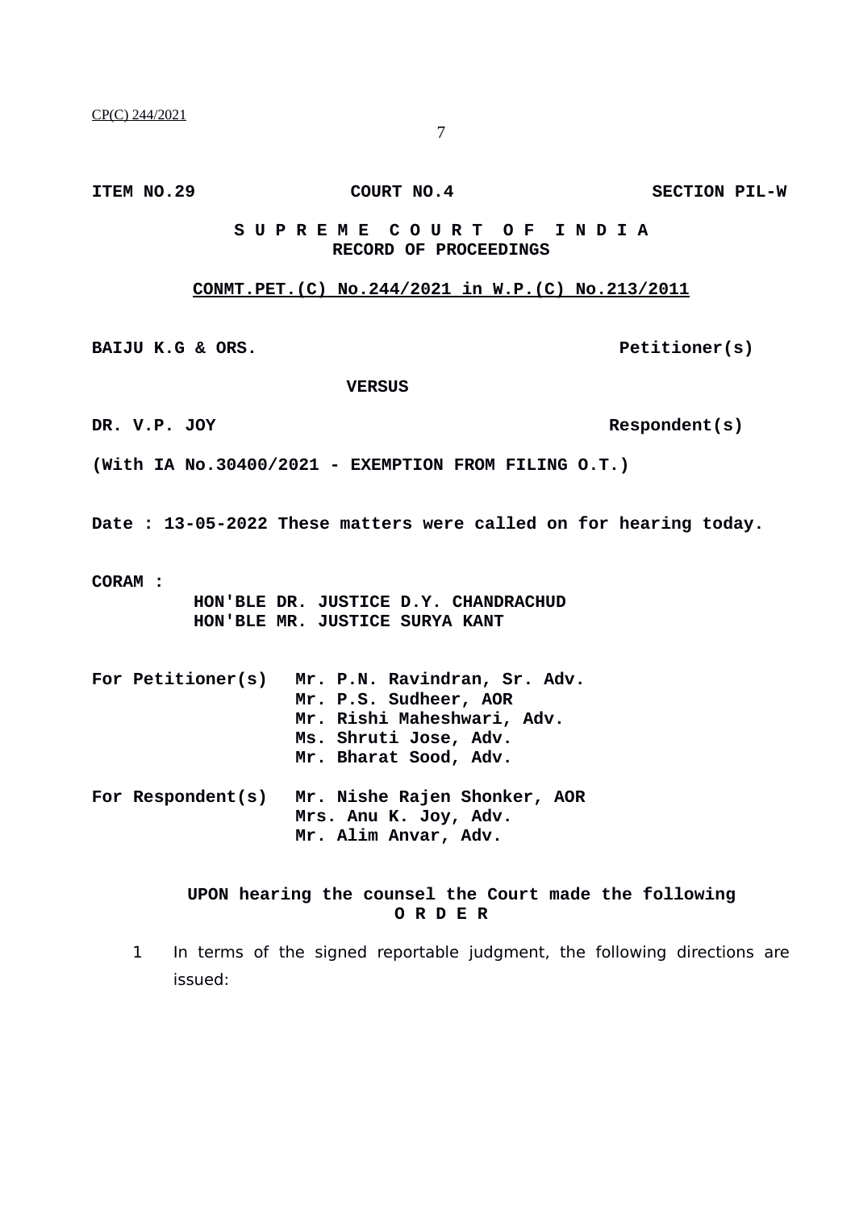**ITEM NO.29 COURT NO.4 SECTION PIL-W**

**S U P R E M E C O U R T O F I N D I A**
**RECORD OF PROCEEDINGS**

**CONMT.PET.(C) No.244/2021 in W.P.(C) No.213/2011**

**BAIJU K.G & ORS.** **Petitioner(s)**

**VERSUS**

**DR. V.P. JOY** **Respondent(s)**

**(With IA No.30400/2021 - EXEMPTION FROM FILING O.T.)**

**Date : 13-05-2022 These matters were called on for hearing today.**

**CORAM :**
**HON'BLE DR. JUSTICE D.Y. CHANDRACHUD**
**HON'BLE MR. JUSTICE SURYA KANT**

**For Petitioner(s)**
**Mr. P.N. Ravindran, Sr. Adv.**
**Mr. P.S. Sudheer, AOR**
**Mr. Rishi Maheshwari, Adv.**
**Ms. Shruti Jose, Adv.**
**Mr. Bharat Sood, Adv.**

**For Respondent(s)**
**Mr. Nishe Rajen Shonker, AOR**
**Mrs. Anu K. Joy, Adv.**
**Mr. Alim Anvar, Adv.**

**UPON hearing the counsel the Court made the following**
**O R D E R**

1. In terms of the signed reportable judgment, the following directions are issued: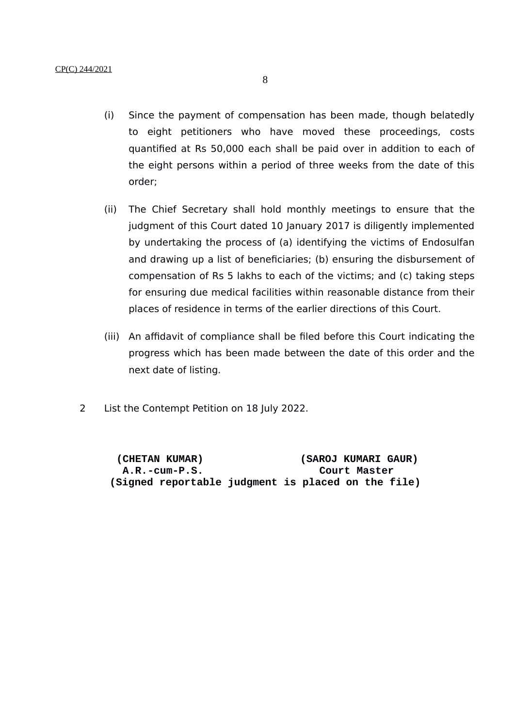(i) Since the payment of compensation has been made, though belatedly to eight petitioners who have moved these proceedings, costs quantified at Rs 50,000 each shall be paid over in addition to each of the eight persons within a period of three weeks from the date of this order;

(ii) The Chief Secretary shall hold monthly meetings to ensure that the judgment of this Court dated 10 January 2017 is diligently implemented by undertaking the process of (a) identifying the victims of Endosulfan and drawing up a list of beneficiaries; (b) ensuring the disbursement of compensation of Rs 5 lakhs to each of the victims; and (c) taking steps for ensuring due medical facilities within reasonable distance from their places of residence in terms of the earlier directions of this Court.

(iii) An affidavit of compliance shall be filed before this Court indicating the progress which has been made between the date of this order and the next date of listing.

2 List the Contempt Petition on 18 July 2022.

**(CHETAN KUMAR)**
**A.R.-cum-P.S.**

**(SAROJ KUMARI GAUR)**
**Court Master**

**(Signed reportable judgment is placed on the file)**